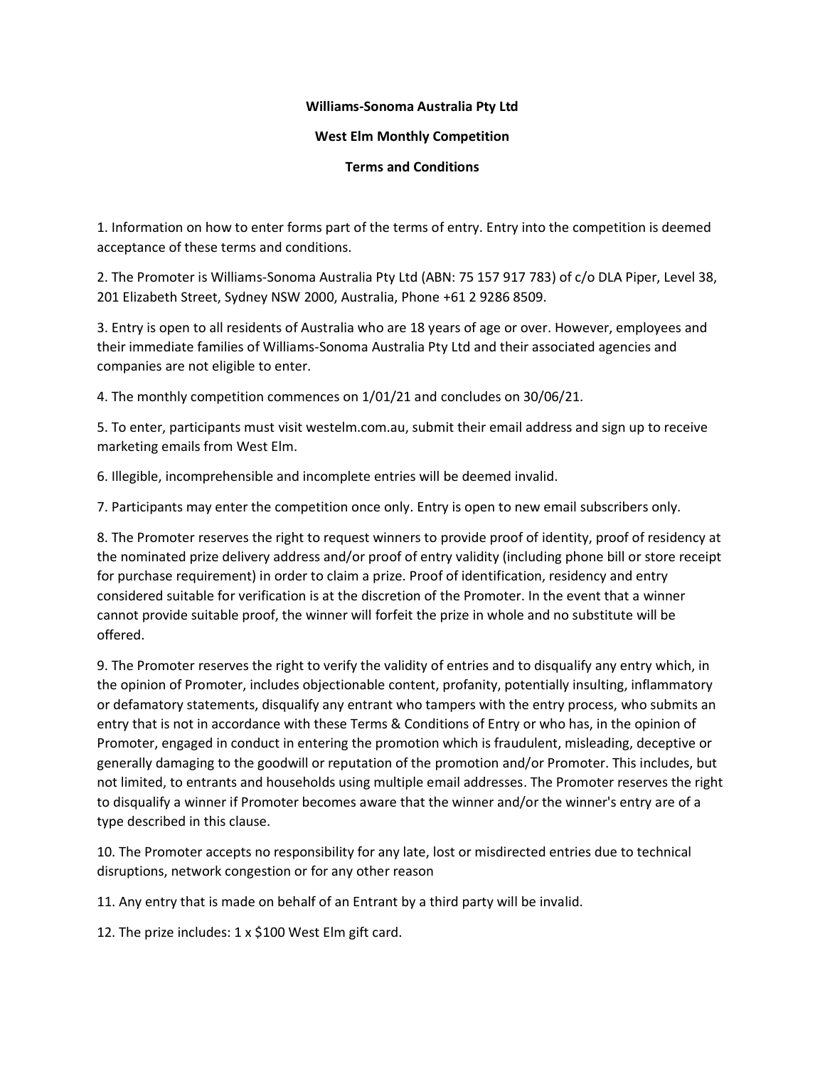**Williams-Sonoma Australia Pty Ltd**

**West Elm Monthly Competition**

**Terms and Conditions**

1. Information on how to enter forms part of the terms of entry. Entry into the competition is deemed acceptance of these terms and conditions.

2. The Promoter is Williams-Sonoma Australia Pty Ltd (ABN: 75 157 917 783) of c/o DLA Piper, Level 38, 201 Elizabeth Street, Sydney NSW 2000, Australia, Phone +61 2 9286 8509.

3. Entry is open to all residents of Australia who are 18 years of age or over. However, employees and their immediate families of Williams-Sonoma Australia Pty Ltd and their associated agencies and companies are not eligible to enter.

4. The monthly competition commences on 1/01/21 and concludes on 30/06/21.

5. To enter, participants must visit westelm.com.au, submit their email address and sign up to receive marketing emails from West Elm.

6. Illegible, incomprehensible and incomplete entries will be deemed invalid.

7. Participants may enter the competition once only. Entry is open to new email subscribers only.

8. The Promoter reserves the right to request winners to provide proof of identity, proof of residency at the nominated prize delivery address and/or proof of entry validity (including phone bill or store receipt for purchase requirement) in order to claim a prize. Proof of identification, residency and entry considered suitable for verification is at the discretion of the Promoter. In the event that a winner cannot provide suitable proof, the winner will forfeit the prize in whole and no substitute will be offered.

9. The Promoter reserves the right to verify the validity of entries and to disqualify any entry which, in the opinion of Promoter, includes objectionable content, profanity, potentially insulting, inflammatory or defamatory statements, disqualify any entrant who tampers with the entry process, who submits an entry that is not in accordance with these Terms & Conditions of Entry or who has, in the opinion of Promoter, engaged in conduct in entering the promotion which is fraudulent, misleading, deceptive or generally damaging to the goodwill or reputation of the promotion and/or Promoter. This includes, but not limited, to entrants and households using multiple email addresses. The Promoter reserves the right to disqualify a winner if Promoter becomes aware that the winner and/or the winner's entry are of a type described in this clause.

10. The Promoter accepts no responsibility for any late, lost or misdirected entries due to technical disruptions, network congestion or for any other reason

11. Any entry that is made on behalf of an Entrant by a third party will be invalid.

12. The prize includes: 1 x $100 West Elm gift card.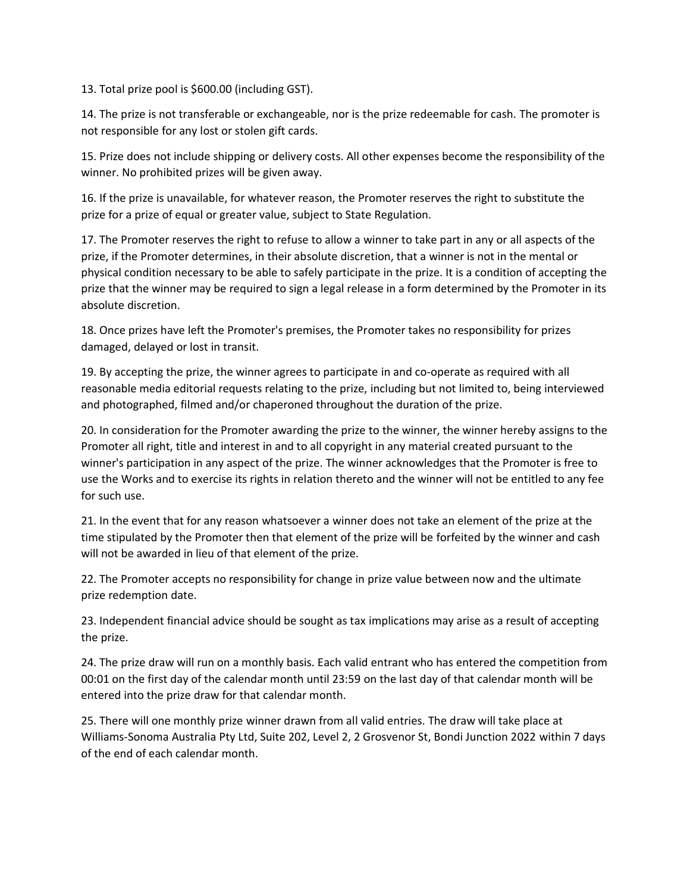13. Total prize pool is $600.00 (including GST).

14. The prize is not transferable or exchangeable, nor is the prize redeemable for cash. The promoter is not responsible for any lost or stolen gift cards.

15. Prize does not include shipping or delivery costs. All other expenses become the responsibility of the winner. No prohibited prizes will be given away.

16. If the prize is unavailable, for whatever reason, the Promoter reserves the right to substitute the prize for a prize of equal or greater value, subject to State Regulation.

17. The Promoter reserves the right to refuse to allow a winner to take part in any or all aspects of the prize, if the Promoter determines, in their absolute discretion, that a winner is not in the mental or physical condition necessary to be able to safely participate in the prize. It is a condition of accepting the prize that the winner may be required to sign a legal release in a form determined by the Promoter in its absolute discretion.

18. Once prizes have left the Promoter's premises, the Promoter takes no responsibility for prizes damaged, delayed or lost in transit.

19. By accepting the prize, the winner agrees to participate in and co-operate as required with all reasonable media editorial requests relating to the prize, including but not limited to, being interviewed and photographed, filmed and/or chaperoned throughout the duration of the prize.

20. In consideration for the Promoter awarding the prize to the winner, the winner hereby assigns to the Promoter all right, title and interest in and to all copyright in any material created pursuant to the winner's participation in any aspect of the prize. The winner acknowledges that the Promoter is free to use the Works and to exercise its rights in relation thereto and the winner will not be entitled to any fee for such use.

21. In the event that for any reason whatsoever a winner does not take an element of the prize at the time stipulated by the Promoter then that element of the prize will be forfeited by the winner and cash will not be awarded in lieu of that element of the prize.

22. The Promoter accepts no responsibility for change in prize value between now and the ultimate prize redemption date.

23. Independent financial advice should be sought as tax implications may arise as a result of accepting the prize.

24. The prize draw will run on a monthly basis. Each valid entrant who has entered the competition from 00:01 on the first day of the calendar month until 23:59 on the last day of that calendar month will be entered into the prize draw for that calendar month.

25. There will one monthly prize winner drawn from all valid entries. The draw will take place at Williams-Sonoma Australia Pty Ltd, Suite 202, Level 2, 2 Grosvenor St, Bondi Junction 2022 within 7 days of the end of each calendar month.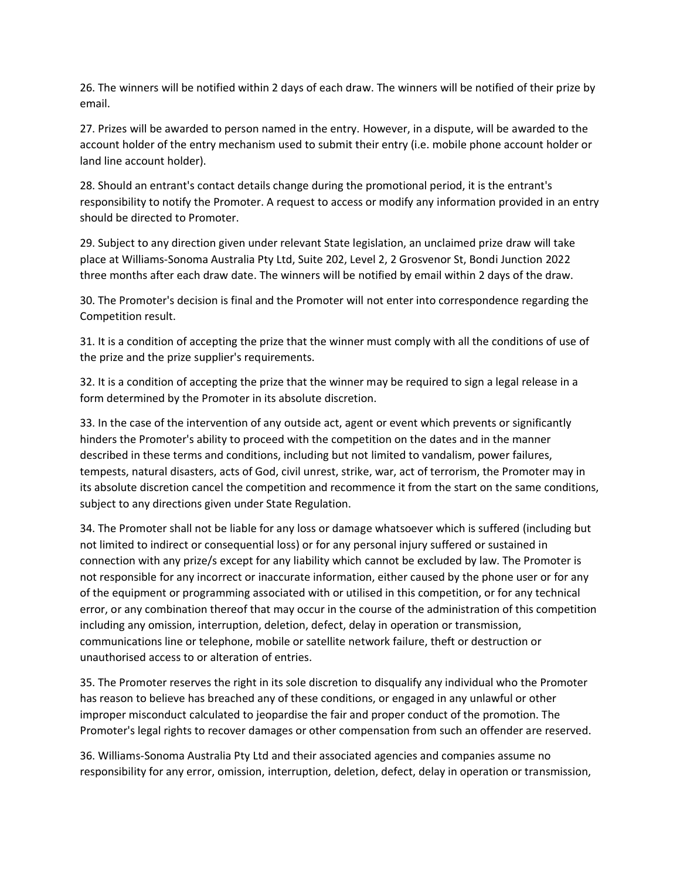26. The winners will be notified within 2 days of each draw. The winners will be notified of their prize by email.

27. Prizes will be awarded to person named in the entry. However, in a dispute, will be awarded to the account holder of the entry mechanism used to submit their entry (i.e. mobile phone account holder or land line account holder).

28. Should an entrant's contact details change during the promotional period, it is the entrant's responsibility to notify the Promoter. A request to access or modify any information provided in an entry should be directed to Promoter.

29. Subject to any direction given under relevant State legislation, an unclaimed prize draw will take place at Williams-Sonoma Australia Pty Ltd, Suite 202, Level 2, 2 Grosvenor St, Bondi Junction 2022 three months after each draw date. The winners will be notified by email within 2 days of the draw.

30. The Promoter's decision is final and the Promoter will not enter into correspondence regarding the Competition result.

31. It is a condition of accepting the prize that the winner must comply with all the conditions of use of the prize and the prize supplier's requirements.

32. It is a condition of accepting the prize that the winner may be required to sign a legal release in a form determined by the Promoter in its absolute discretion.

33. In the case of the intervention of any outside act, agent or event which prevents or significantly hinders the Promoter's ability to proceed with the competition on the dates and in the manner described in these terms and conditions, including but not limited to vandalism, power failures, tempests, natural disasters, acts of God, civil unrest, strike, war, act of terrorism, the Promoter may in its absolute discretion cancel the competition and recommence it from the start on the same conditions, subject to any directions given under State Regulation.

34. The Promoter shall not be liable for any loss or damage whatsoever which is suffered (including but not limited to indirect or consequential loss) or for any personal injury suffered or sustained in connection with any prize/s except for any liability which cannot be excluded by law. The Promoter is not responsible for any incorrect or inaccurate information, either caused by the phone user or for any of the equipment or programming associated with or utilised in this competition, or for any technical error, or any combination thereof that may occur in the course of the administration of this competition including any omission, interruption, deletion, defect, delay in operation or transmission, communications line or telephone, mobile or satellite network failure, theft or destruction or unauthorised access to or alteration of entries.

35. The Promoter reserves the right in its sole discretion to disqualify any individual who the Promoter has reason to believe has breached any of these conditions, or engaged in any unlawful or other improper misconduct calculated to jeopardise the fair and proper conduct of the promotion. The Promoter's legal rights to recover damages or other compensation from such an offender are reserved.

36. Williams-Sonoma Australia Pty Ltd and their associated agencies and companies assume no responsibility for any error, omission, interruption, deletion, defect, delay in operation or transmission,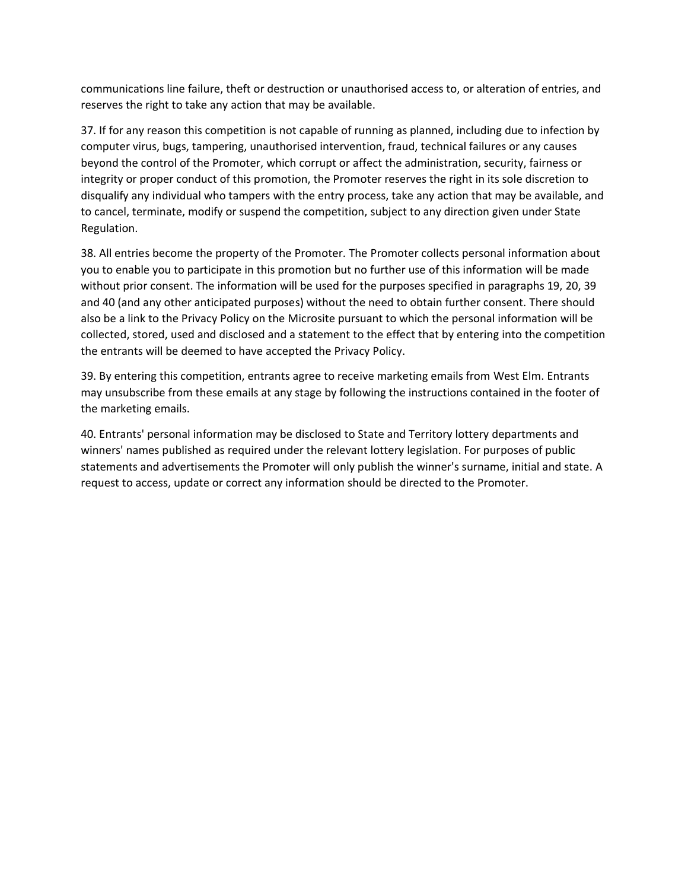communications line failure, theft or destruction or unauthorised access to, or alteration of entries, and reserves the right to take any action that may be available.

37. If for any reason this competition is not capable of running as planned, including due to infection by computer virus, bugs, tampering, unauthorised intervention, fraud, technical failures or any causes beyond the control of the Promoter, which corrupt or affect the administration, security, fairness or integrity or proper conduct of this promotion, the Promoter reserves the right in its sole discretion to disqualify any individual who tampers with the entry process, take any action that may be available, and to cancel, terminate, modify or suspend the competition, subject to any direction given under State Regulation.

38. All entries become the property of the Promoter. The Promoter collects personal information about you to enable you to participate in this promotion but no further use of this information will be made without prior consent. The information will be used for the purposes specified in paragraphs 19, 20, 39 and 40 (and any other anticipated purposes) without the need to obtain further consent. There should also be a link to the Privacy Policy on the Microsite pursuant to which the personal information will be collected, stored, used and disclosed and a statement to the effect that by entering into the competition the entrants will be deemed to have accepted the Privacy Policy.

39. By entering this competition, entrants agree to receive marketing emails from West Elm. Entrants may unsubscribe from these emails at any stage by following the instructions contained in the footer of the marketing emails.

40. Entrants' personal information may be disclosed to State and Territory lottery departments and winners' names published as required under the relevant lottery legislation. For purposes of public statements and advertisements the Promoter will only publish the winner's surname, initial and state. A request to access, update or correct any information should be directed to the Promoter.